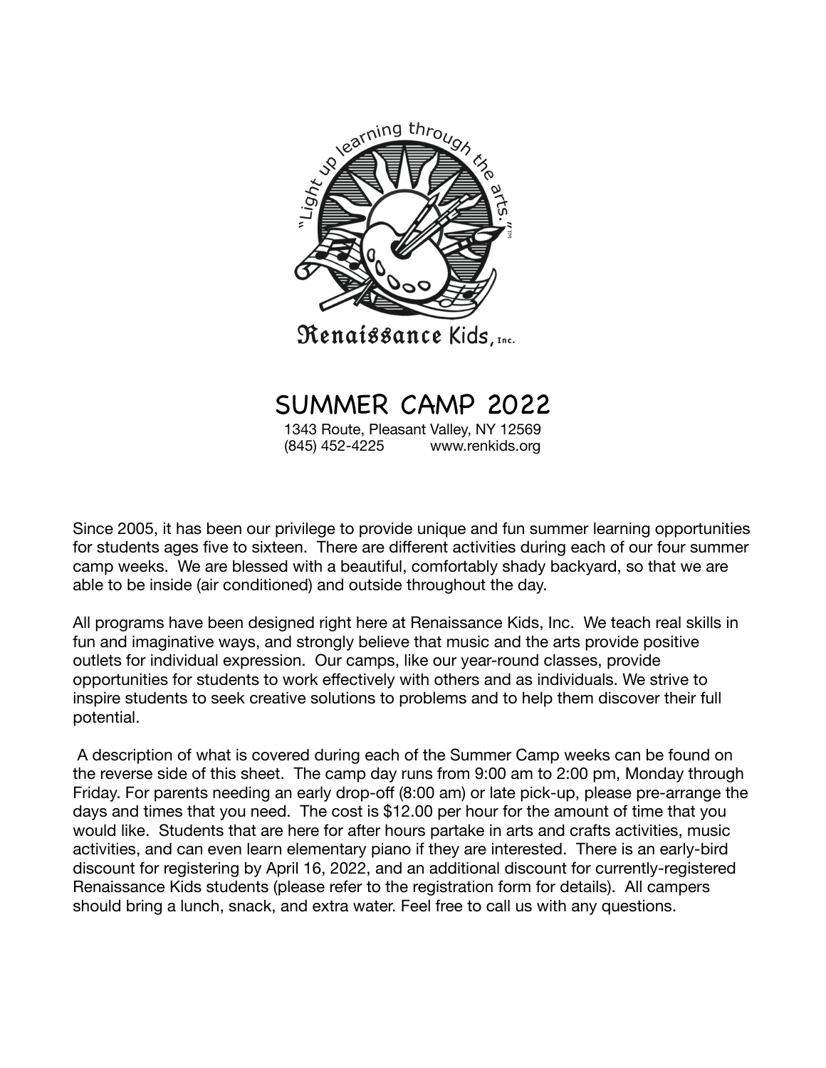"Light up learning through the arts."™

Renaissance Kids, Inc.

# SUMMER CAMP 2022

1343 Route, Pleasant Valley, NY 12569
(845) 452-4225 www.renkids.org

Since 2005, it has been our privilege to provide unique and fun summer learning opportunities for students ages five to sixteen. There are different activities during each of our four summer camp weeks. We are blessed with a beautiful, comfortably shady backyard, so that we are able to be inside (air conditioned) and outside throughout the day.

All programs have been designed right here at Renaissance Kids, Inc. We teach real skills in fun and imaginative ways, and strongly believe that music and the arts provide positive outlets for individual expression. Our camps, like our year-round classes, provide opportunities for students to work effectively with others and as individuals. We strive to inspire students to seek creative solutions to problems and to help them discover their full potential.

A description of what is covered during each of the Summer Camp weeks can be found on the reverse side of this sheet. The camp day runs from 9:00 am to 2:00 pm, Monday through Friday. For parents needing an early drop-off (8:00 am) or late pick-up, please pre-arrange the days and times that you need. The cost is $12.00 per hour for the amount of time that you would like. Students that are here for after hours partake in arts and crafts activities, music activities, and can even learn elementary piano if they are interested. There is an early-bird discount for registering by April 16, 2022, and an additional discount for currently-registered Renaissance Kids students (please refer to the registration form for details). All campers should bring a lunch, snack, and extra water. Feel free to call us with any questions.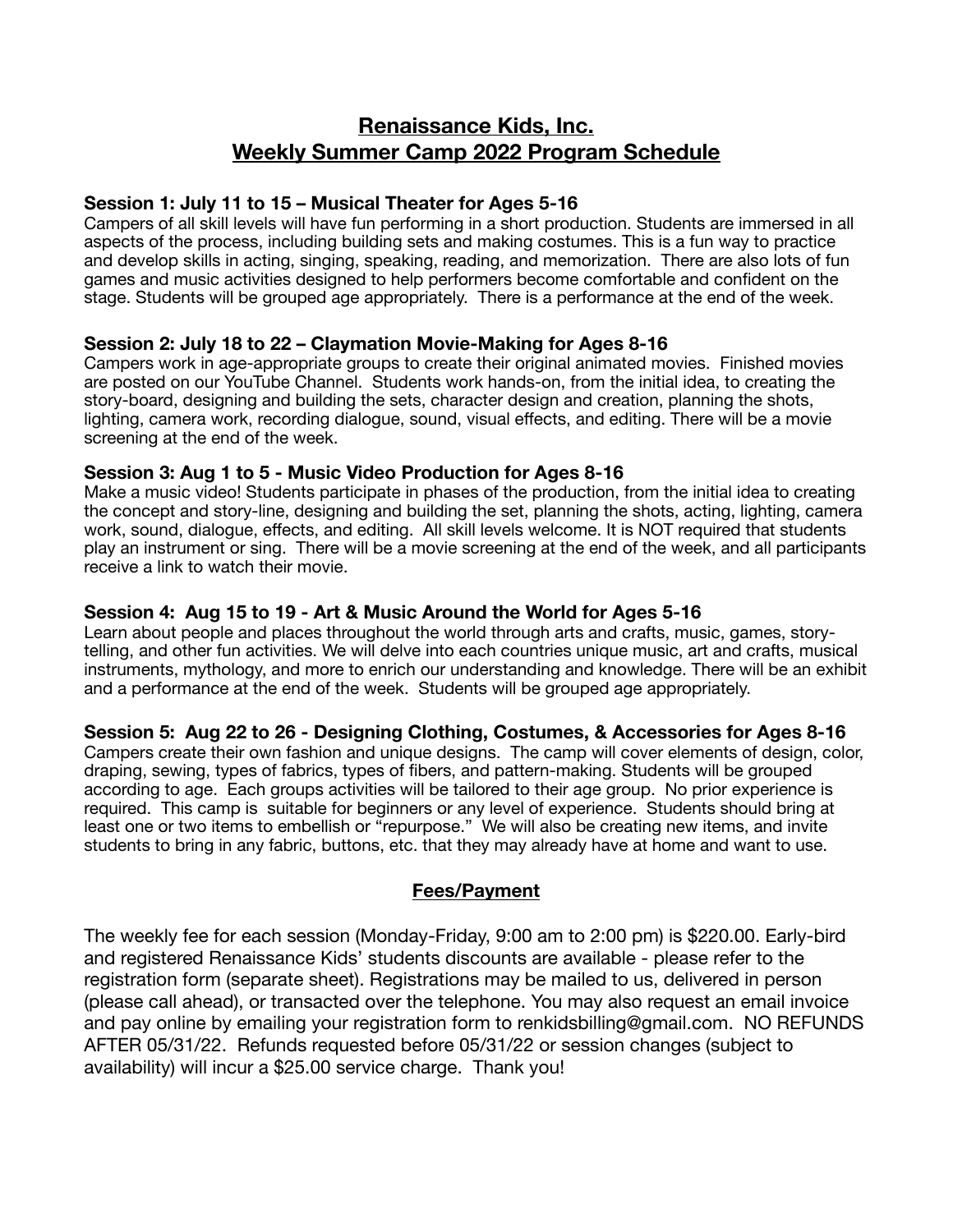# Renaissance Kids, Inc.
# Weekly Summer Camp 2022 Program Schedule

**Session 1: July 11 to 15 – Musical Theater for Ages 5-16**

Campers of all skill levels will have fun performing in a short production. Students are immersed in all aspects of the process, including building sets and making costumes. This is a fun way to practice and develop skills in acting, singing, speaking, reading, and memorization. There are also lots of fun games and music activities designed to help performers become comfortable and confident on the stage. Students will be grouped age appropriately. There is a performance at the end of the week.

**Session 2: July 18 to 22 – Claymation Movie-Making for Ages 8-16**

Campers work in age-appropriate groups to create their original animated movies. Finished movies are posted on our YouTube Channel. Students work hands-on, from the initial idea, to creating the story-board, designing and building the sets, character design and creation, planning the shots, lighting, camera work, recording dialogue, sound, visual effects, and editing. There will be a movie screening at the end of the week.

**Session 3: Aug 1 to 5 - Music Video Production for Ages 8-16**

Make a music video! Students participate in phases of the production, from the initial idea to creating the concept and story-line, designing and building the set, planning the shots, acting, lighting, camera work, sound, dialogue, effects, and editing. All skill levels welcome. It is NOT required that students play an instrument or sing. There will be a movie screening at the end of the week, and all participants receive a link to watch their movie.

**Session 4: Aug 15 to 19 - Art & Music Around the World for Ages 5-16**

Learn about people and places throughout the world through arts and crafts, music, games, story-telling, and other fun activities. We will delve into each countries unique music, art and crafts, musical instruments, mythology, and more to enrich our understanding and knowledge. There will be an exhibit and a performance at the end of the week. Students will be grouped age appropriately.

**Session 5: Aug 22 to 26 - Designing Clothing, Costumes, & Accessories for Ages 8-16**

Campers create their own fashion and unique designs. The camp will cover elements of design, color, draping, sewing, types of fabrics, types of fibers, and pattern-making. Students will be grouped according to age. Each groups activities will be tailored to their age group. No prior experience is required. This camp is suitable for beginners or any level of experience. Students should bring at least one or two items to embellish or "repurpose." We will also be creating new items, and invite students to bring in any fabric, buttons, etc. that they may already have at home and want to use.

## Fees/Payment

The weekly fee for each session (Monday-Friday, 9:00 am to 2:00 pm) is $220.00. Early-bird and registered Renaissance Kids' students discounts are available - please refer to the registration form (separate sheet). Registrations may be mailed to us, delivered in person (please call ahead), or transacted over the telephone. You may also request an email invoice and pay online by emailing your registration form to renkidsbilling@gmail.com. NO REFUNDS AFTER 05/31/22. Refunds requested before 05/31/22 or session changes (subject to availability) will incur a $25.00 service charge. Thank you!